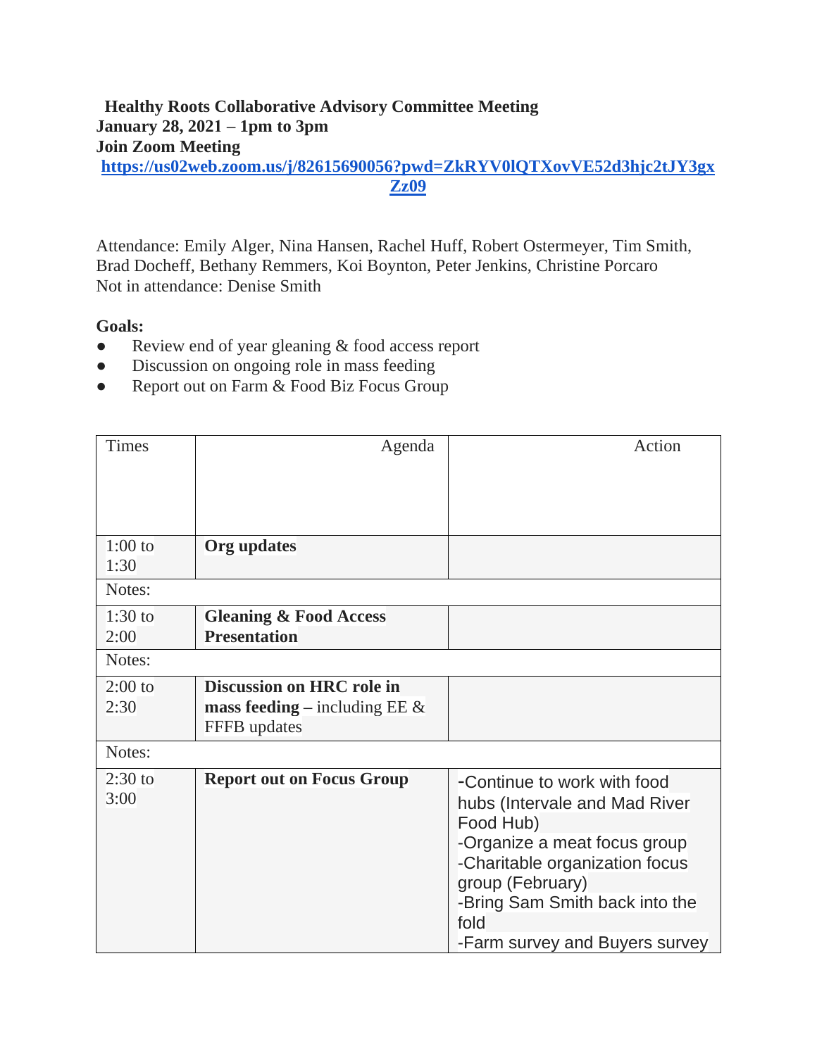**Healthy Roots Collaborative Advisory Committee Meeting**
**January 28, 2021 – 1pm to 3pm**
**Join Zoom Meeting**
**[https://us02web.zoom.us/j/82615690056?pwd=ZkRYV0lQTXovVE52d3hjc2tJY3gxZz09](https://us02web.zoom.us/j/82615690056?pwd=ZkRYV0lQTXovVE52d3hjc2tJY3gxZz09)**

Attendance: Emily Alger, Nina Hansen, Rachel Huff, Robert Ostermeyer, Tim Smith, Brad Docheff, Bethany Remmers, Koi Boynton, Peter Jenkins, Christine Porcaro
Not in attendance: Denise Smith

**Goals:**

- Review end of year gleaning & food access report
- Discussion on ongoing role in mass feeding
- Report out on Farm & Food Biz Focus Group

| Times | Agenda | Action |
|---|---|---|
| 1:00 to 1:30 | **Org updates** | |
| Notes: | | |
| 1:30 to 2:00 | **Gleaning & Food Access Presentation** | |
| Notes: | | |
| 2:00 to 2:30 | **Discussion on HRC role in mass feeding** – including EE & FFFB updates | |
| Notes: | | |
| 2:30 to 3:00 | **Report out on Focus Group** | -Continue to work with food hubs (Intervale and Mad River Food Hub)<br>-Organize a meat focus group<br>-Charitable organization focus group (February)<br>-Bring Sam Smith back into the fold<br>-Farm survey and Buyers survey |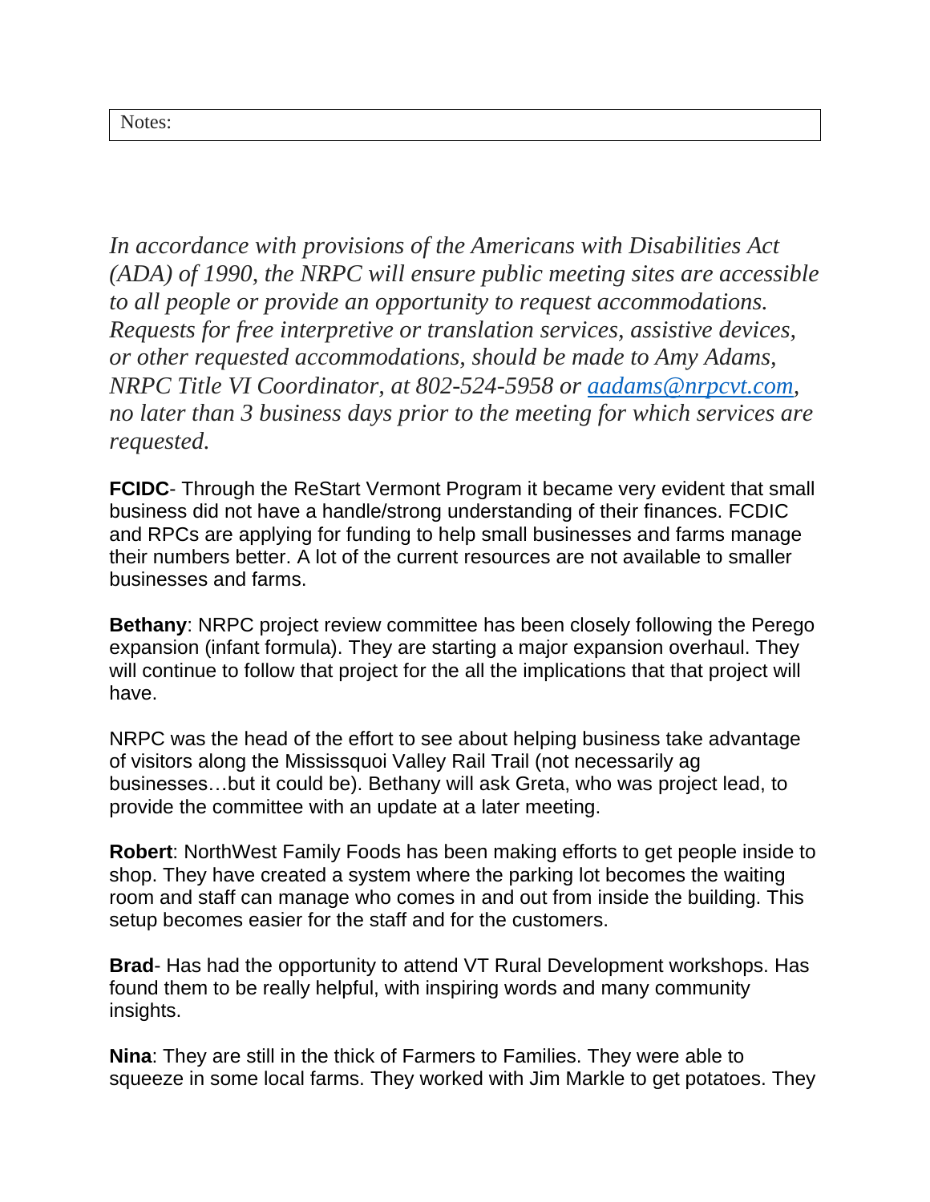| Notes: |
|---|

*In accordance with provisions of the Americans with Disabilities Act (ADA) of 1990, the NRPC will ensure public meeting sites are accessible to all people or provide an opportunity to request accommodations. Requests for free interpretive or translation services, assistive devices, or other requested accommodations, should be made to Amy Adams, NRPC Title VI Coordinator, at 802-524-5958 or [aadams@nrpcvt.com](mailto:aadams@nrpcvt.com), no later than 3 business days prior to the meeting for which services are requested.*

**FCIDC**- Through the ReStart Vermont Program it became very evident that small business did not have a handle/strong understanding of their finances. FCDIC and RPCs are applying for funding to help small businesses and farms manage their numbers better. A lot of the current resources are not available to smaller businesses and farms.

**Bethany**: NRPC project review committee has been closely following the Perego expansion (infant formula). They are starting a major expansion overhaul. They will continue to follow that project for the all the implications that that project will have.

NRPC was the head of the effort to see about helping business take advantage of visitors along the Mississquoi Valley Rail Trail (not necessarily ag businesses…but it could be). Bethany will ask Greta, who was project lead, to provide the committee with an update at a later meeting.

**Robert**: NorthWest Family Foods has been making efforts to get people inside to shop. They have created a system where the parking lot becomes the waiting room and staff can manage who comes in and out from inside the building. This setup becomes easier for the staff and for the customers.

**Brad**- Has had the opportunity to attend VT Rural Development workshops. Has found them to be really helpful, with inspiring words and many community insights.

**Nina**: They are still in the thick of Farmers to Families. They were able to squeeze in some local farms. They worked with Jim Markle to get potatoes. They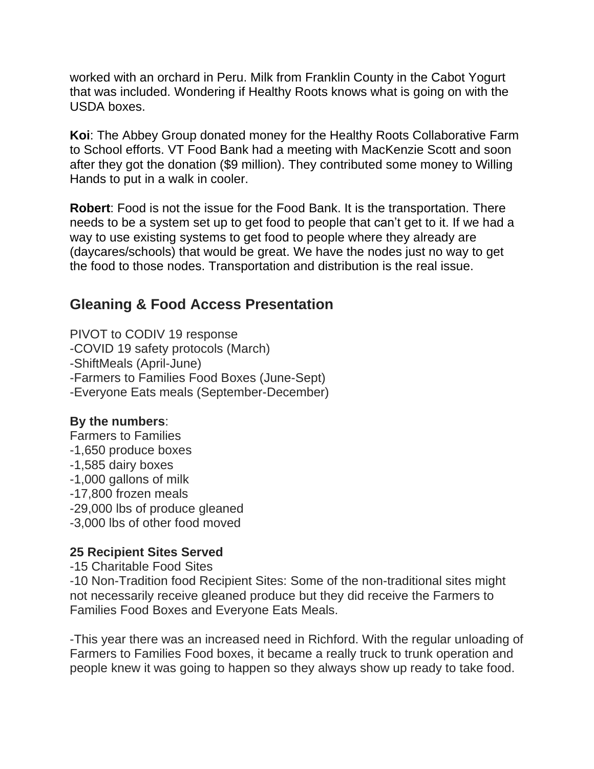worked with an orchard in Peru. Milk from Franklin County in the Cabot Yogurt that was included. Wondering if Healthy Roots knows what is going on with the USDA boxes.

**Koi**: The Abbey Group donated money for the Healthy Roots Collaborative Farm to School efforts. VT Food Bank had a meeting with MacKenzie Scott and soon after they got the donation ($9 million). They contributed some money to Willing Hands to put in a walk in cooler.

**Robert**: Food is not the issue for the Food Bank. It is the transportation. There needs to be a system set up to get food to people that can't get to it. If we had a way to use existing systems to get food to people where they already are (daycares/schools) that would be great. We have the nodes just no way to get the food to those nodes. Transportation and distribution is the real issue.

## Gleaning & Food Access Presentation

PIVOT to CODIV 19 response
-COVID 19 safety protocols (March)
-ShiftMeals (April-June)
-Farmers to Families Food Boxes (June-Sept)
-Everyone Eats meals (September-December)

**By the numbers**:
Farmers to Families
-1,650 produce boxes
-1,585 dairy boxes
-1,000 gallons of milk
-17,800 frozen meals
-29,000 lbs of produce gleaned
-3,000 lbs of other food moved

**25 Recipient Sites Served**
-15 Charitable Food Sites
-10 Non-Tradition food Recipient Sites: Some of the non-traditional sites might not necessarily receive gleaned produce but they did receive the Farmers to Families Food Boxes and Everyone Eats Meals.

-This year there was an increased need in Richford. With the regular unloading of Farmers to Families Food boxes, it became a really truck to trunk operation and people knew it was going to happen so they always show up ready to take food.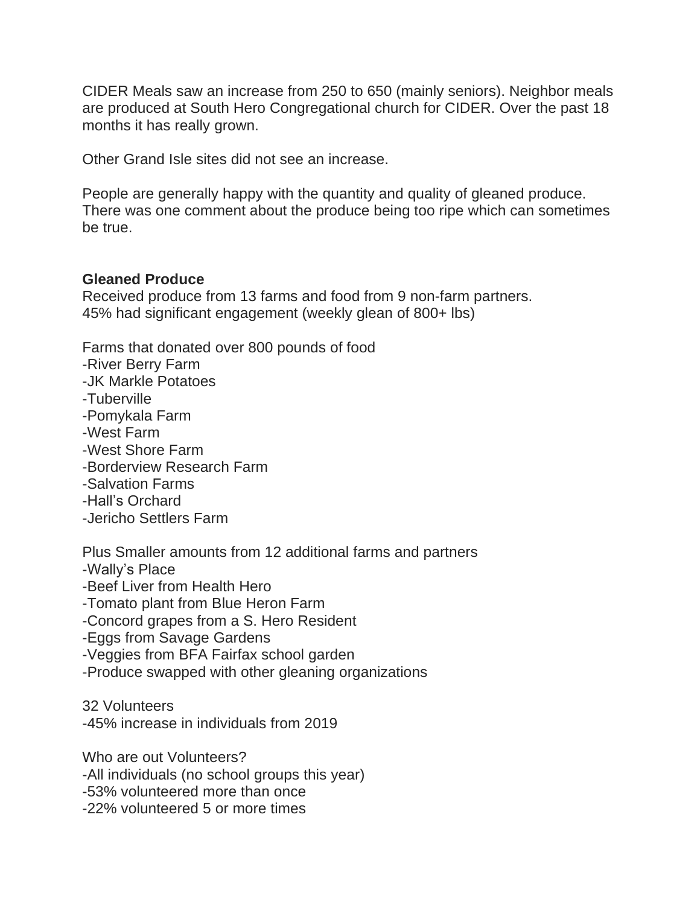CIDER Meals saw an increase from 250 to 650 (mainly seniors). Neighbor meals are produced at South Hero Congregational church for CIDER. Over the past 18 months it has really grown.

Other Grand Isle sites did not see an increase.

People are generally happy with the quantity and quality of gleaned produce. There was one comment about the produce being too ripe which can sometimes be true.

**Gleaned Produce**

Received produce from 13 farms and food from 9 non-farm partners.
45% had significant engagement (weekly glean of 800+ lbs)

Farms that donated over 800 pounds of food

-River Berry Farm
-JK Markle Potatoes
-Tuberville
-Pomykala Farm
-West Farm
-West Shore Farm
-Borderview Research Farm
-Salvation Farms
-Hall's Orchard
-Jericho Settlers Farm

Plus Smaller amounts from 12 additional farms and partners

-Wally's Place
-Beef Liver from Health Hero
-Tomato plant from Blue Heron Farm
-Concord grapes from a S. Hero Resident
-Eggs from Savage Gardens
-Veggies from BFA Fairfax school garden
-Produce swapped with other gleaning organizations

32 Volunteers

-45% increase in individuals from 2019

Who are out Volunteers?

-All individuals (no school groups this year)
-53% volunteered more than once
-22% volunteered 5 or more times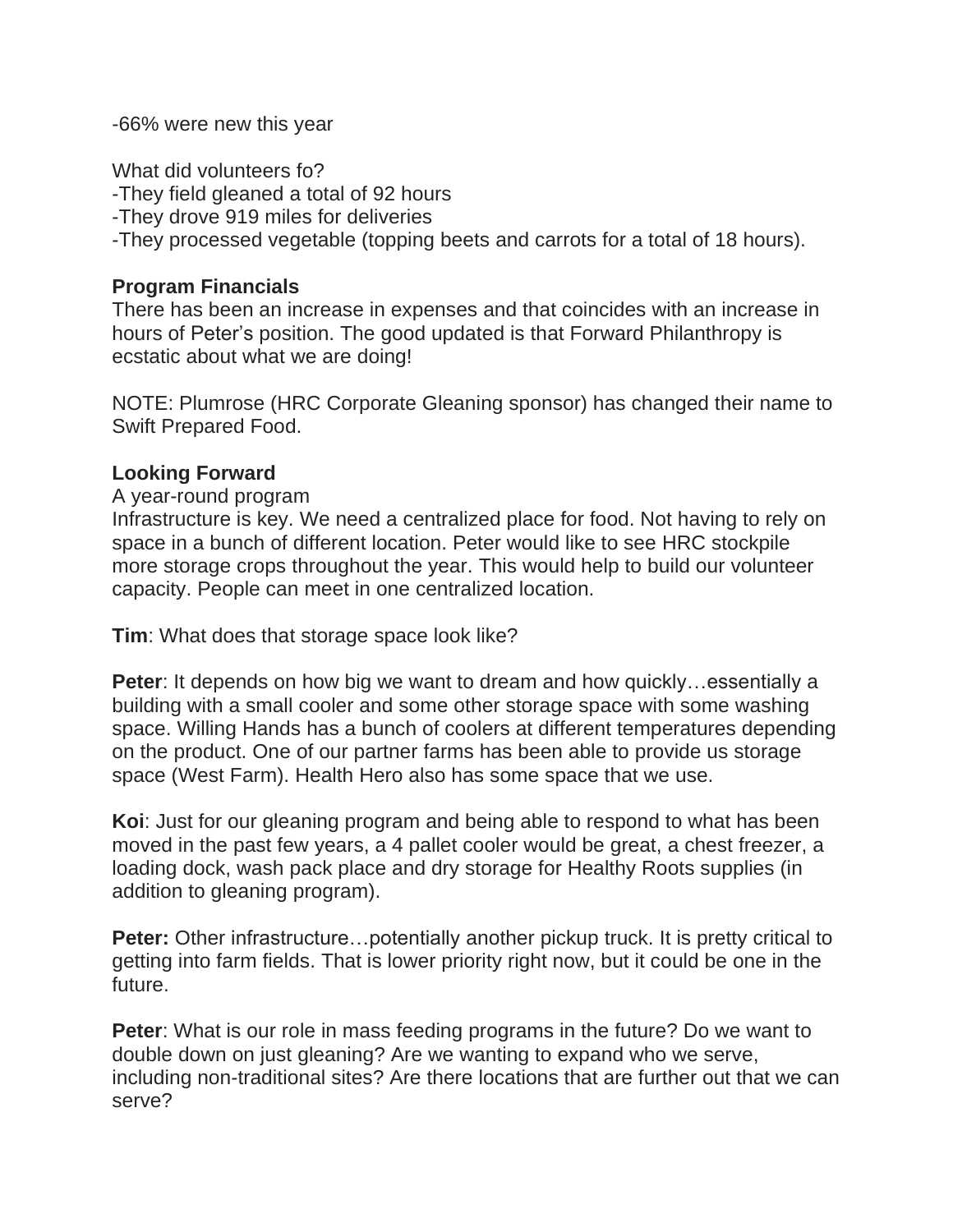-66% were new this year

What did volunteers fo?
-They field gleaned a total of 92 hours
-They drove 919 miles for deliveries
-They processed vegetable (topping beets and carrots for a total of 18 hours).

**Program Financials**
There has been an increase in expenses and that coincides with an increase in hours of Peter's position. The good updated is that Forward Philanthropy is ecstatic about what we are doing!

NOTE: Plumrose (HRC Corporate Gleaning sponsor) has changed their name to Swift Prepared Food.

**Looking Forward**
A year-round program
Infrastructure is key. We need a centralized place for food. Not having to rely on space in a bunch of different location. Peter would like to see HRC stockpile more storage crops throughout the year. This would help to build our volunteer capacity. People can meet in one centralized location.

**Tim**: What does that storage space look like?

**Peter**: It depends on how big we want to dream and how quickly…essentially a building with a small cooler and some other storage space with some washing space. Willing Hands has a bunch of coolers at different temperatures depending on the product. One of our partner farms has been able to provide us storage space (West Farm). Health Hero also has some space that we use.

**Koi**: Just for our gleaning program and being able to respond to what has been moved in the past few years, a 4 pallet cooler would be great, a chest freezer, a loading dock, wash pack place and dry storage for Healthy Roots supplies (in addition to gleaning program).

**Peter:** Other infrastructure…potentially another pickup truck. It is pretty critical to getting into farm fields. That is lower priority right now, but it could be one in the future.

**Peter**: What is our role in mass feeding programs in the future? Do we want to double down on just gleaning? Are we wanting to expand who we serve, including non-traditional sites? Are there locations that are further out that we can serve?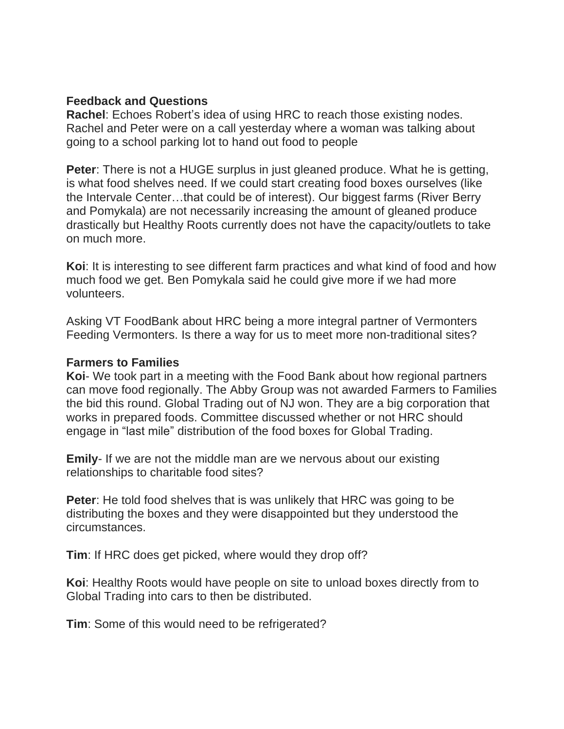**Feedback and Questions**

**Rachel**: Echoes Robert's idea of using HRC to reach those existing nodes. Rachel and Peter were on a call yesterday where a woman was talking about going to a school parking lot to hand out food to people

**Peter**: There is not a HUGE surplus in just gleaned produce. What he is getting, is what food shelves need. If we could start creating food boxes ourselves (like the Intervale Center…that could be of interest). Our biggest farms (River Berry and Pomykala) are not necessarily increasing the amount of gleaned produce drastically but Healthy Roots currently does not have the capacity/outlets to take on much more.

**Koi**: It is interesting to see different farm practices and what kind of food and how much food we get. Ben Pomykala said he could give more if we had more volunteers.

Asking VT FoodBank about HRC being a more integral partner of Vermonters Feeding Vermonters. Is there a way for us to meet more non-traditional sites?

**Farmers to Families**

**Koi**- We took part in a meeting with the Food Bank about how regional partners can move food regionally. The Abby Group was not awarded Farmers to Families the bid this round. Global Trading out of NJ won. They are a big corporation that works in prepared foods. Committee discussed whether or not HRC should engage in "last mile" distribution of the food boxes for Global Trading.

**Emily**- If we are not the middle man are we nervous about our existing relationships to charitable food sites?

**Peter**: He told food shelves that is was unlikely that HRC was going to be distributing the boxes and they were disappointed but they understood the circumstances.

**Tim**: If HRC does get picked, where would they drop off?

**Koi**: Healthy Roots would have people on site to unload boxes directly from to Global Trading into cars to then be distributed.

**Tim**: Some of this would need to be refrigerated?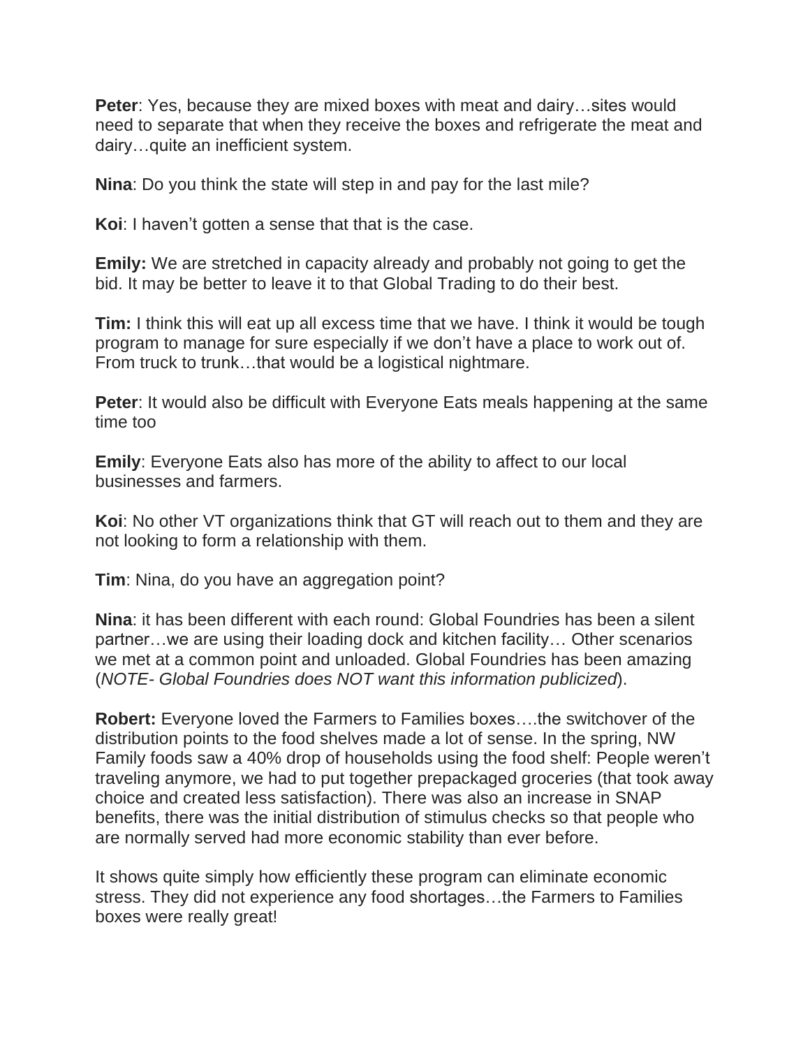**Peter**: Yes, because they are mixed boxes with meat and dairy…sites would need to separate that when they receive the boxes and refrigerate the meat and dairy…quite an inefficient system.

**Nina**: Do you think the state will step in and pay for the last mile?

**Koi**: I haven't gotten a sense that that is the case.

**Emily:** We are stretched in capacity already and probably not going to get the bid. It may be better to leave it to that Global Trading to do their best.

**Tim:** I think this will eat up all excess time that we have. I think it would be tough program to manage for sure especially if we don't have a place to work out of. From truck to trunk…that would be a logistical nightmare.

**Peter**: It would also be difficult with Everyone Eats meals happening at the same time too

**Emily**: Everyone Eats also has more of the ability to affect to our local businesses and farmers.

**Koi**: No other VT organizations think that GT will reach out to them and they are not looking to form a relationship with them.

**Tim**: Nina, do you have an aggregation point?

**Nina**: it has been different with each round: Global Foundries has been a silent partner…we are using their loading dock and kitchen facility… Other scenarios we met at a common point and unloaded. Global Foundries has been amazing (*NOTE- Global Foundries does NOT want this information publicized*).

**Robert:** Everyone loved the Farmers to Families boxes….the switchover of the distribution points to the food shelves made a lot of sense. In the spring, NW Family foods saw a 40% drop of households using the food shelf: People weren't traveling anymore, we had to put together prepackaged groceries (that took away choice and created less satisfaction). There was also an increase in SNAP benefits, there was the initial distribution of stimulus checks so that people who are normally served had more economic stability than ever before.

It shows quite simply how efficiently these program can eliminate economic stress. They did not experience any food shortages…the Farmers to Families boxes were really great!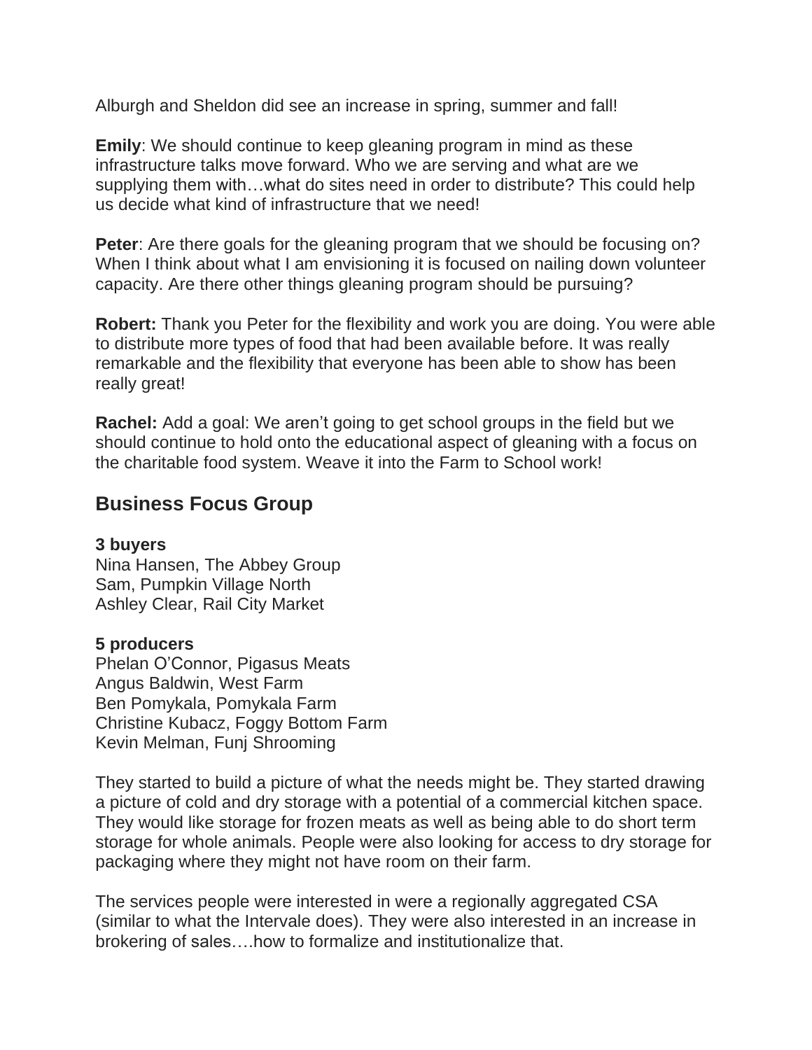Alburgh and Sheldon did see an increase in spring, summer and fall!

**Emily**: We should continue to keep gleaning program in mind as these infrastructure talks move forward. Who we are serving and what are we supplying them with…what do sites need in order to distribute? This could help us decide what kind of infrastructure that we need!

**Peter**: Are there goals for the gleaning program that we should be focusing on? When I think about what I am envisioning it is focused on nailing down volunteer capacity. Are there other things gleaning program should be pursuing?

**Robert:** Thank you Peter for the flexibility and work you are doing. You were able to distribute more types of food that had been available before. It was really remarkable and the flexibility that everyone has been able to show has been really great!

**Rachel:** Add a goal: We aren't going to get school groups in the field but we should continue to hold onto the educational aspect of gleaning with a focus on the charitable food system. Weave it into the Farm to School work!

## Business Focus Group

**3 buyers**
Nina Hansen, The Abbey Group
Sam, Pumpkin Village North
Ashley Clear, Rail City Market

**5 producers**
Phelan O'Connor, Pigasus Meats
Angus Baldwin, West Farm
Ben Pomykala, Pomykala Farm
Christine Kubacz, Foggy Bottom Farm
Kevin Melman, Funj Shrooming

They started to build a picture of what the needs might be. They started drawing a picture of cold and dry storage with a potential of a commercial kitchen space. They would like storage for frozen meats as well as being able to do short term storage for whole animals. People were also looking for access to dry storage for packaging where they might not have room on their farm.

The services people were interested in were a regionally aggregated CSA (similar to what the Intervale does). They were also interested in an increase in brokering of sales….how to formalize and institutionalize that.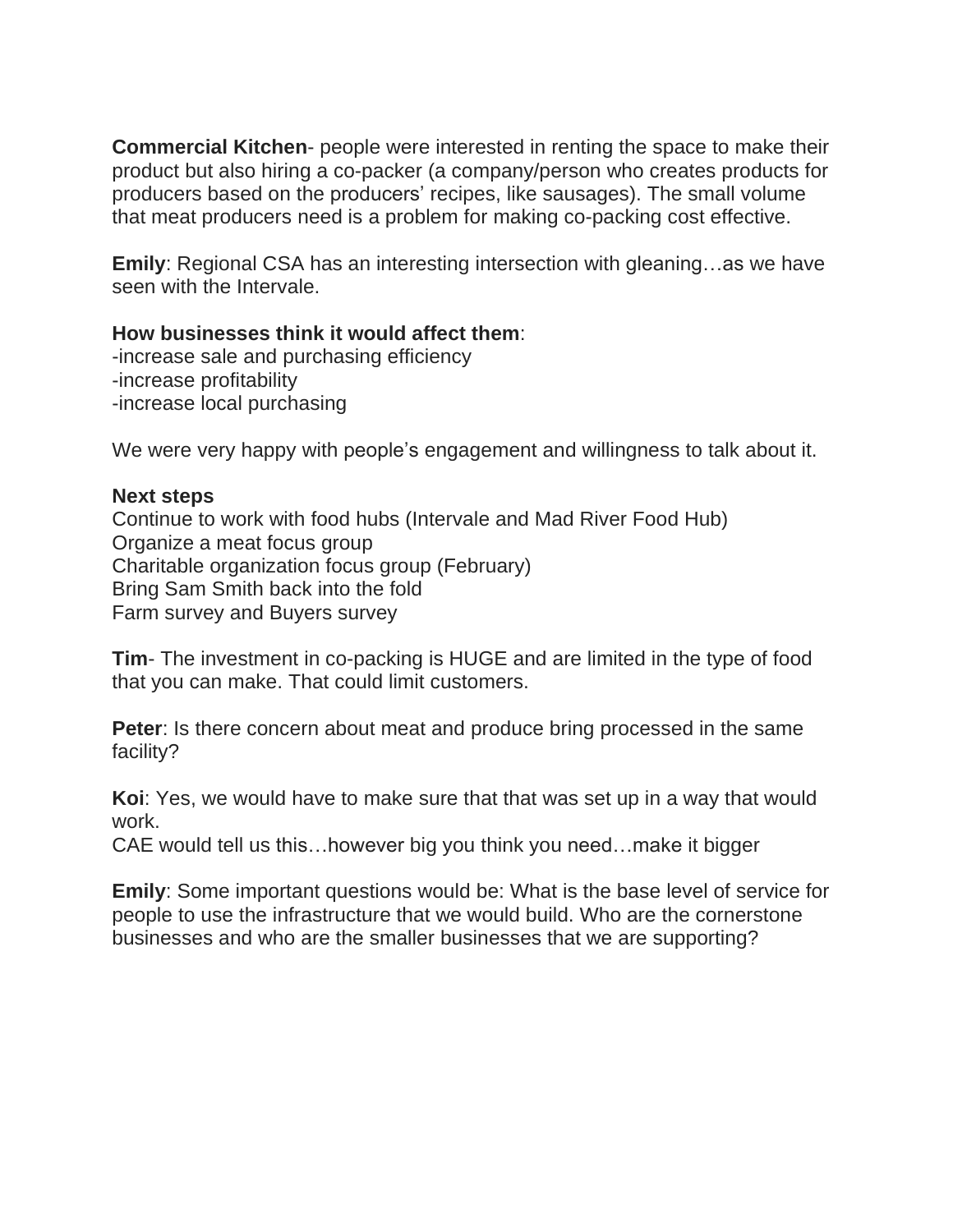**Commercial Kitchen**- people were interested in renting the space to make their product but also hiring a co-packer (a company/person who creates products for producers based on the producers' recipes, like sausages). The small volume that meat producers need is a problem for making co-packing cost effective.

**Emily**: Regional CSA has an interesting intersection with gleaning…as we have seen with the Intervale.

**How businesses think it would affect them**:
-increase sale and purchasing efficiency
-increase profitability
-increase local purchasing

We were very happy with people's engagement and willingness to talk about it.

**Next steps**
Continue to work with food hubs (Intervale and Mad River Food Hub)
Organize a meat focus group
Charitable organization focus group (February)
Bring Sam Smith back into the fold
Farm survey and Buyers survey

**Tim**- The investment in co-packing is HUGE and are limited in the type of food that you can make. That could limit customers.

**Peter**: Is there concern about meat and produce bring processed in the same facility?

**Koi**: Yes, we would have to make sure that that was set up in a way that would work.
CAE would tell us this…however big you think you need…make it bigger

**Emily**: Some important questions would be: What is the base level of service for people to use the infrastructure that we would build. Who are the cornerstone businesses and who are the smaller businesses that we are supporting?